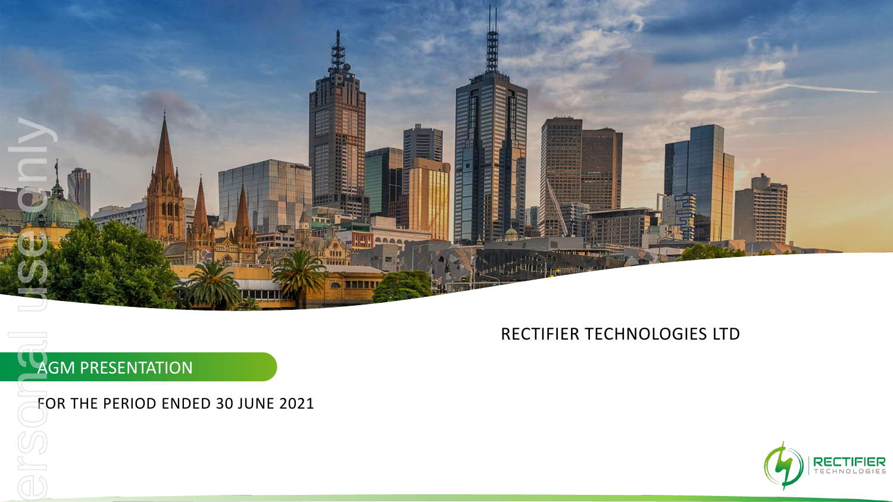RECTIFIER TECHNOLOGIES LTD

# AGM PRESENTATION

FOR THE PERIOD ENDED 30 JUNE 2021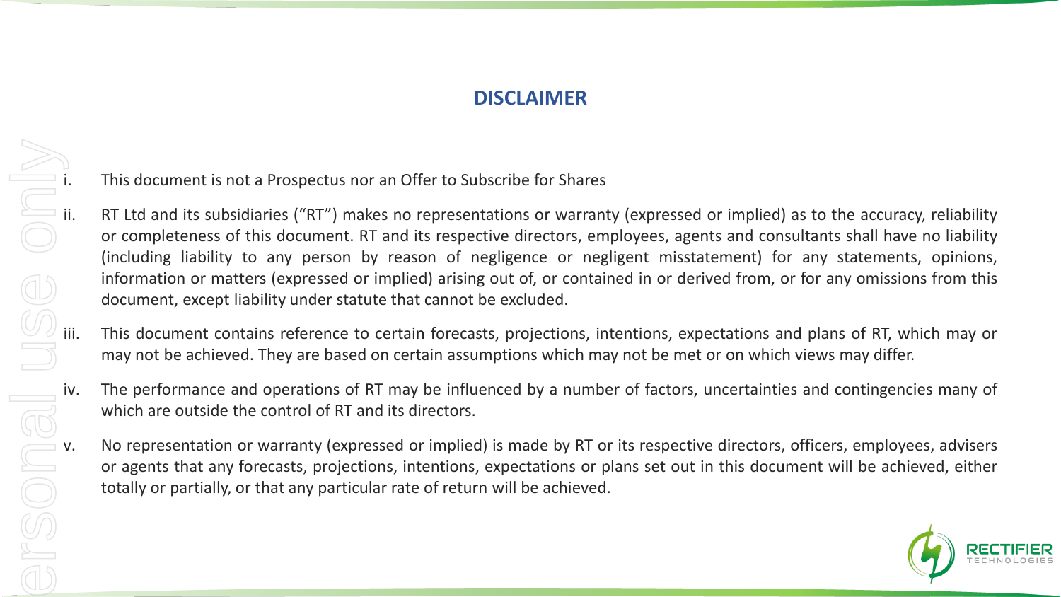# DISCLAIMER

i. This document is not a Prospectus nor an Offer to Subscribe for Shares

ii. RT Ltd and its subsidiaries (“RT”) makes no representations or warranty (expressed or implied) as to the accuracy, reliability or completeness of this document. RT and its respective directors, employees, agents and consultants shall have no liability (including liability to any person by reason of negligence or negligent misstatement) for any statements, opinions, information or matters (expressed or implied) arising out of, or contained in or derived from, or for any omissions from this document, except liability under statute that cannot be excluded.

iii. This document contains reference to certain forecasts, projections, intentions, expectations and plans of RT, which may or may not be achieved. They are based on certain assumptions which may not be met or on which views may differ.

iv. The performance and operations of RT may be influenced by a number of factors, uncertainties and contingencies many of which are outside the control of RT and its directors.

v. No representation or warranty (expressed or implied) is made by RT or its respective directors, officers, employees, advisers or agents that any forecasts, projections, intentions, expectations or plans set out in this document will be achieved, either totally or partially, or that any particular rate of return will be achieved.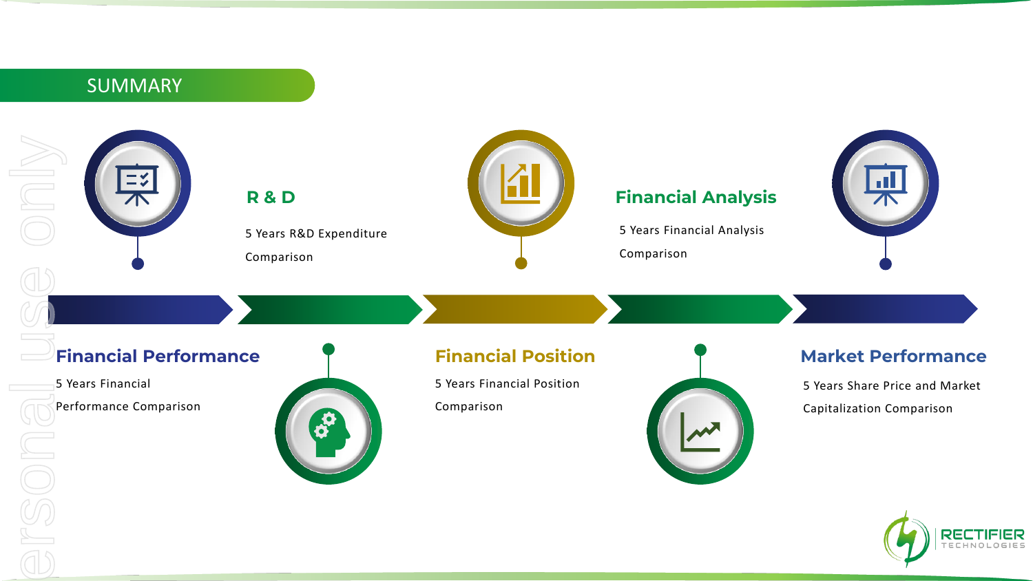# SUMMARY

## Financial Performance

5 Years Financial Performance Comparison

## R & D

5 Years R&D Expenditure Comparison

## Financial Position

5 Years Financial Position Comparison

## Financial Analysis

5 Years Financial Analysis Comparison

## Market Performance

5 Years Share Price and Market Capitalization Comparison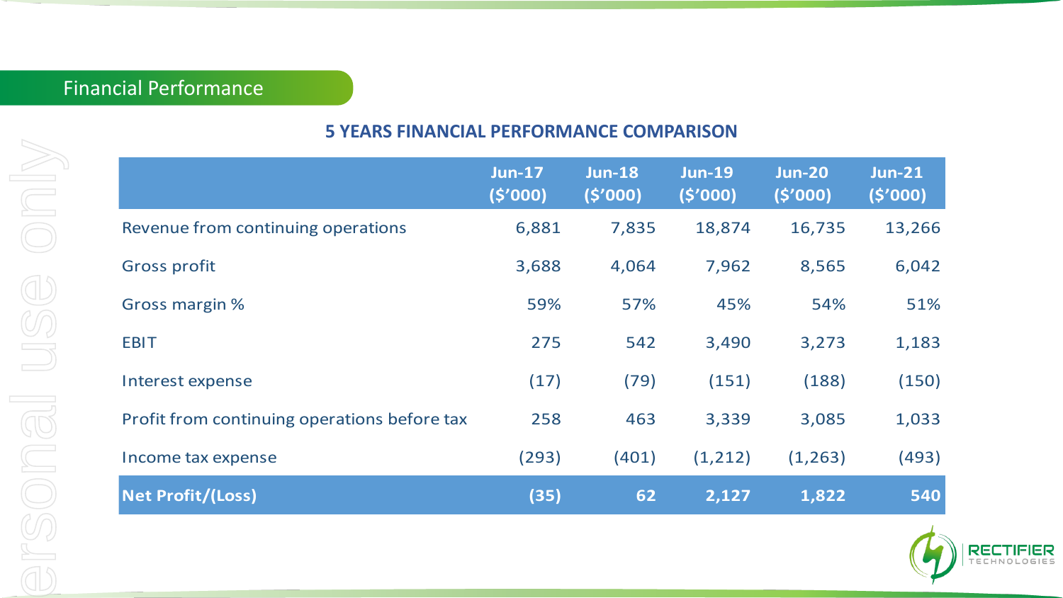## Financial Performance

### 5 YEARS FINANCIAL PERFORMANCE COMPARISON

| | Jun-17 ($'000) | Jun-18 ($'000) | Jun-19 ($'000) | Jun-20 ($'000) | Jun-21 ($'000) |
|---|---|---|---|---|---|
| Revenue from continuing operations | 6,881 | 7,835 | 18,874 | 16,735 | 13,266 |
| Gross profit | 3,688 | 4,064 | 7,962 | 8,565 | 6,042 |
| Gross margin % | 59% | 57% | 45% | 54% | 51% |
| EBIT | 275 | 542 | 3,490 | 3,273 | 1,183 |
| Interest expense | (17) | (79) | (151) | (188) | (150) |
| Profit from continuing operations before tax | 258 | 463 | 3,339 | 3,085 | 1,033 |
| Income tax expense | (293) | (401) | (1,212) | (1,263) | (493) |
| **Net Profit/(Loss)** | **(35)** | **62** | **2,127** | **1,822** | **540** |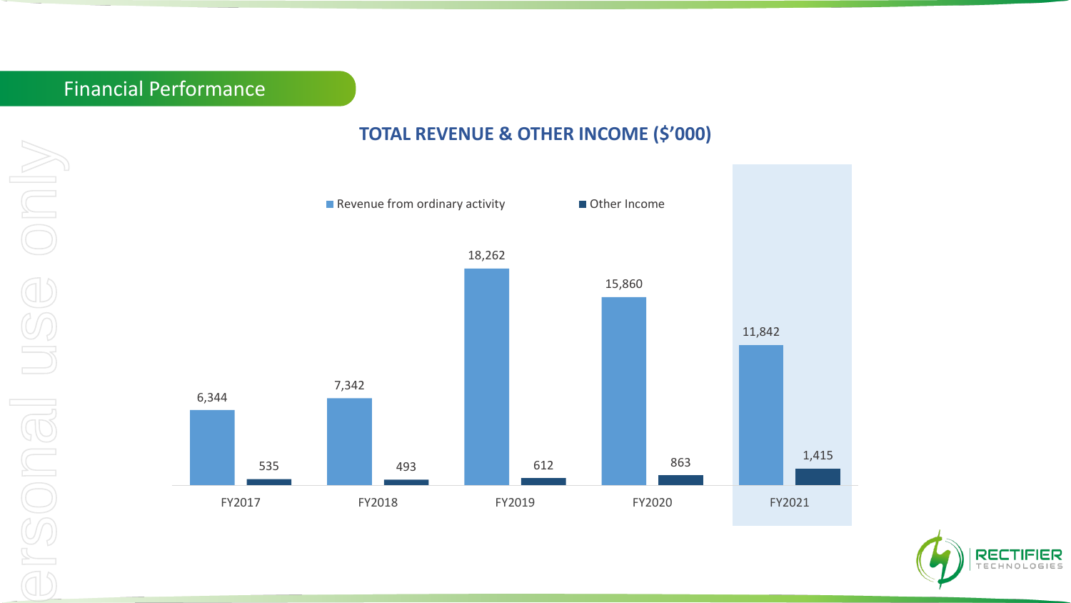## Financial Performance

### TOTAL REVENUE & OTHER INCOME ($'000)

| | Revenue from ordinary activity | Other Income |
| --- | --- | --- |
| FY2017 | 6,344 | 535 |
| FY2018 | 7,342 | 493 |
| FY2019 | 18,262 | 612 |
| FY2020 | 15,860 | 863 |
| FY2021 | 11,842 | 1,415 |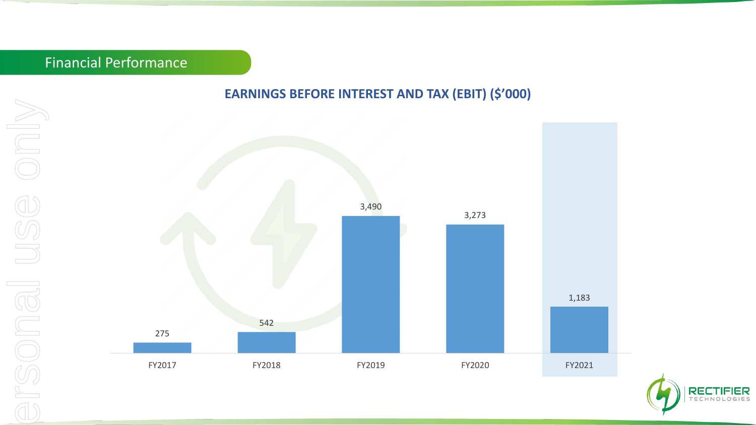## Financial Performance

### EARNINGS BEFORE INTEREST AND TAX (EBIT) ($'000)

| FY2017 | FY2018 | FY2019 | FY2020 | FY2021 |
|---|---|---|---|---|
| 275 | 542 | 3,490 | 3,273 | 1,183 |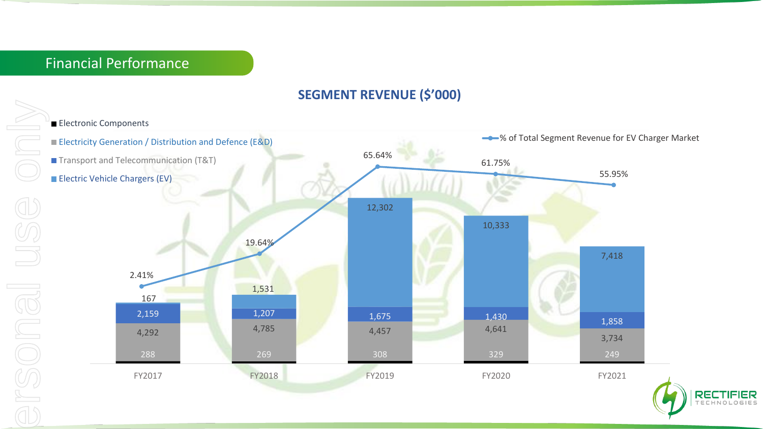## Financial Performance

### SEGMENT REVENUE ($'000)

| Segment | FY2017 | FY2018 | FY2019 | FY2020 | FY2021 |
|---|---|---|---|---|---|
| Electronic Components | | | | | |
| Electricity Generation / Distribution and Defence (E&D) | 288 | 269 | 308 | 329 | 249 |
| Transport and Telecommunication (T&T) | 4,292 | 4,785 | 4,457 | 4,641 | 3,734 |
| Electric Vehicle Chargers (EV) | 2,159 | 1,207 | 1,675 | 1,430 | 1,858 |
| | 167 | 1,531 | 12,302 | 10,333 | 7,418 |
| % of Total Segment Revenue for EV Charger Market | 2.41% | 19.64% | 65.64% | 61.75% | 55.95% |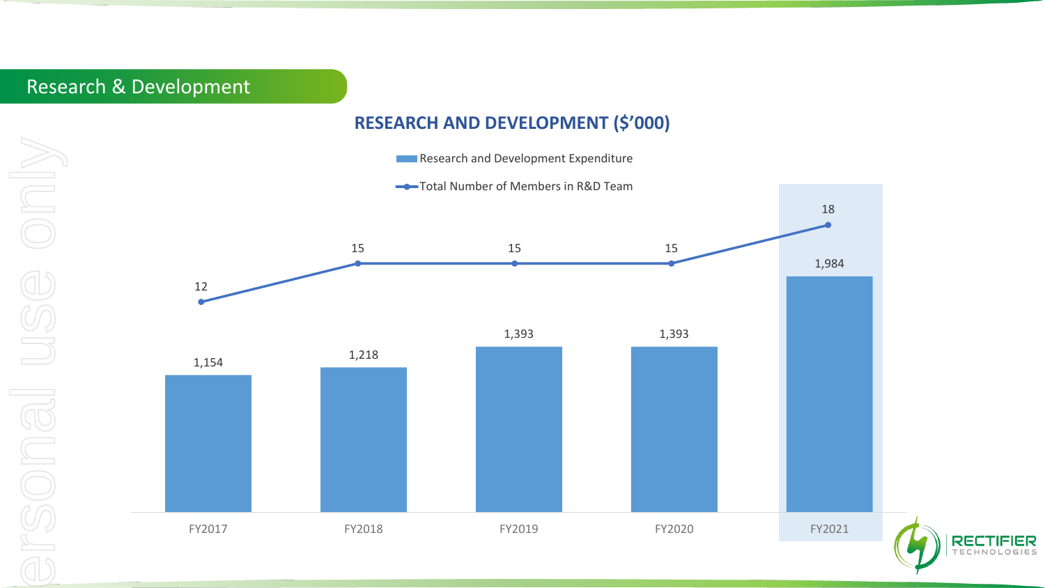## Research & Development

### RESEARCH AND DEVELOPMENT ($'000)

| | FY2017 | FY2018 | FY2019 | FY2020 | FY2021 |
|---|---|---|---|---|---|
| Research and Development Expenditure | 1,154 | 1,218 | 1,393 | 1,393 | 1,984 |
| Total Number of Members in R&D Team | 12 | 15 | 15 | 15 | 18 |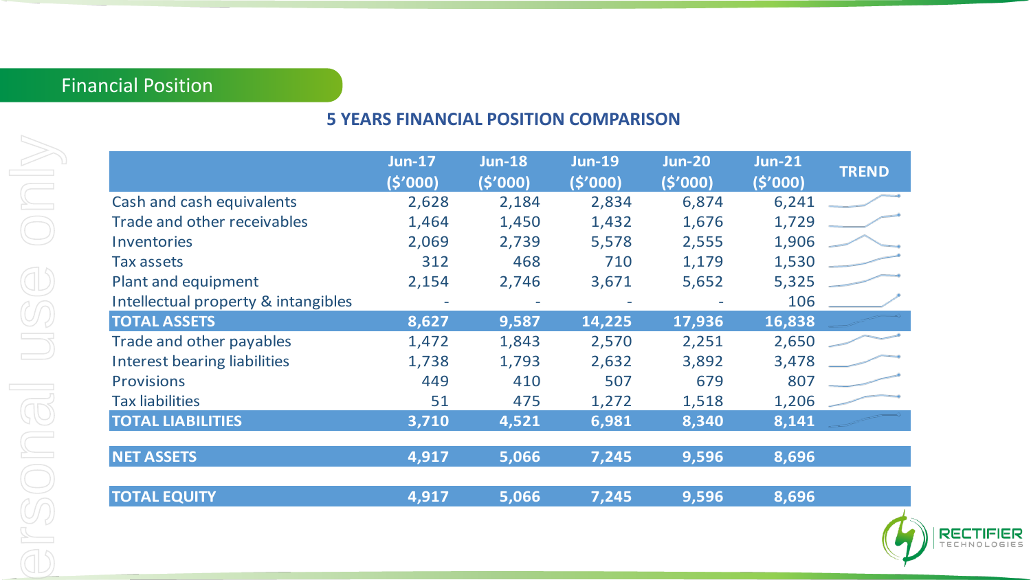## Financial Position

### 5 YEARS FINANCIAL POSITION COMPARISON

| | Jun-17 ($'000) | Jun-18 ($'000) | Jun-19 ($'000) | Jun-20 ($'000) | Jun-21 ($'000) | TREND |
|---|---|---|---|---|---|---|
| Cash and cash equivalents | 2,628 | 2,184 | 2,834 | 6,874 | 6,241 | |
| Trade and other receivables | 1,464 | 1,450 | 1,432 | 1,676 | 1,729 | |
| Inventories | 2,069 | 2,739 | 5,578 | 2,555 | 1,906 | |
| Tax assets | 312 | 468 | 710 | 1,179 | 1,530 | |
| Plant and equipment | 2,154 | 2,746 | 3,671 | 5,652 | 5,325 | |
| Intellectual property & intangibles | - | - | - | - | 106 | |
| **TOTAL ASSETS** | **8,627** | **9,587** | **14,225** | **17,936** | **16,838** | |
| Trade and other payables | 1,472 | 1,843 | 2,570 | 2,251 | 2,650 | |
| Interest bearing liabilities | 1,738 | 1,793 | 2,632 | 3,892 | 3,478 | |
| Provisions | 449 | 410 | 507 | 679 | 807 | |
| Tax liabilities | 51 | 475 | 1,272 | 1,518 | 1,206 | |
| **TOTAL LIABILITIES** | **3,710** | **4,521** | **6,981** | **8,340** | **8,141** | |
| **NET ASSETS** | **4,917** | **5,066** | **7,245** | **9,596** | **8,696** | |
| **TOTAL EQUITY** | **4,917** | **5,066** | **7,245** | **9,596** | **8,696** | |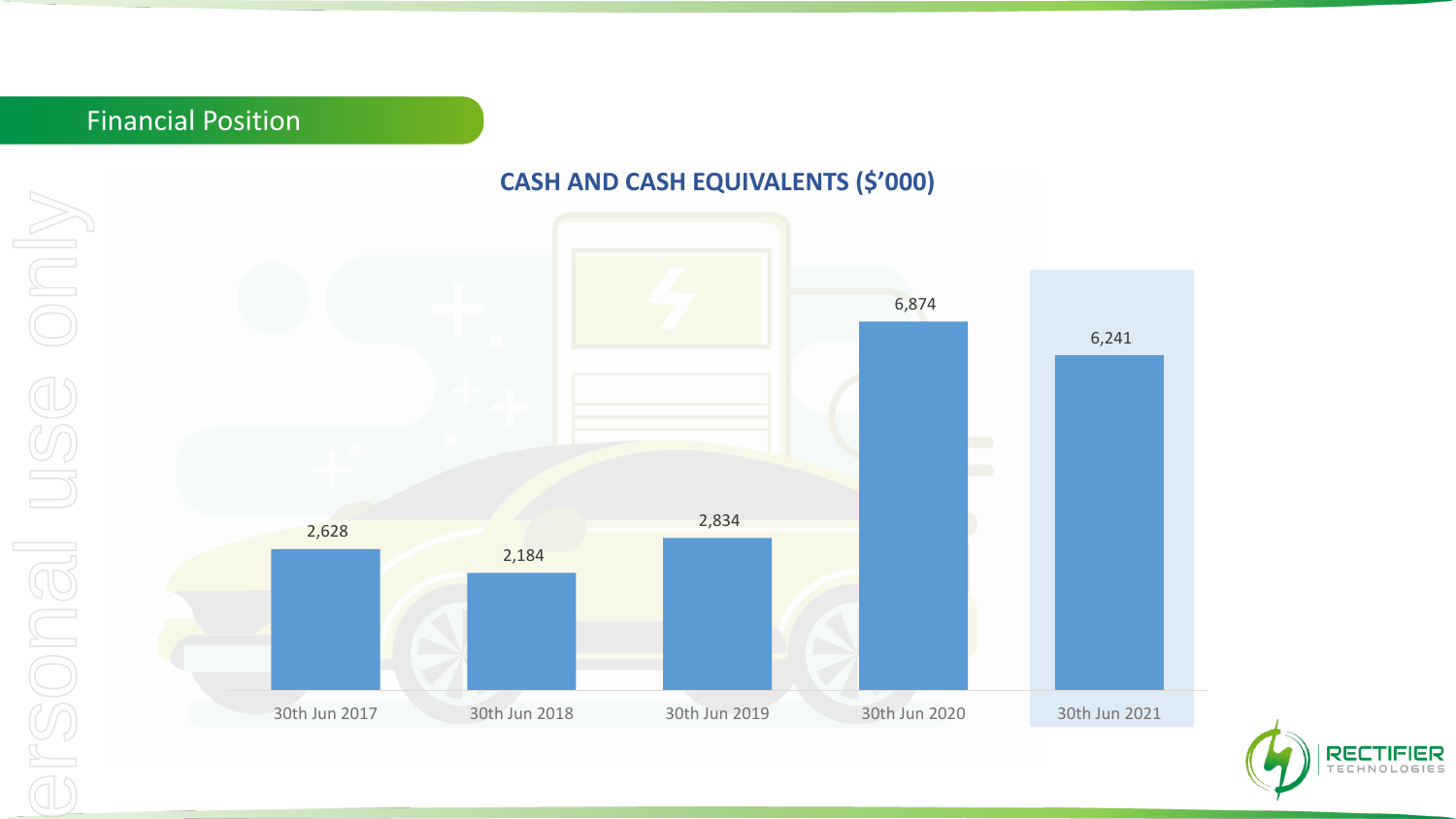## Financial Position

### CASH AND CASH EQUIVALENTS ($'000)

| Date | Cash and cash equivalents ($'000) |
| --- | --- |
| 30th Jun 2017 | 2,628 |
| 30th Jun 2018 | 2,184 |
| 30th Jun 2019 | 2,834 |
| 30th Jun 2020 | 6,874 |
| 30th Jun 2021 | 6,241 |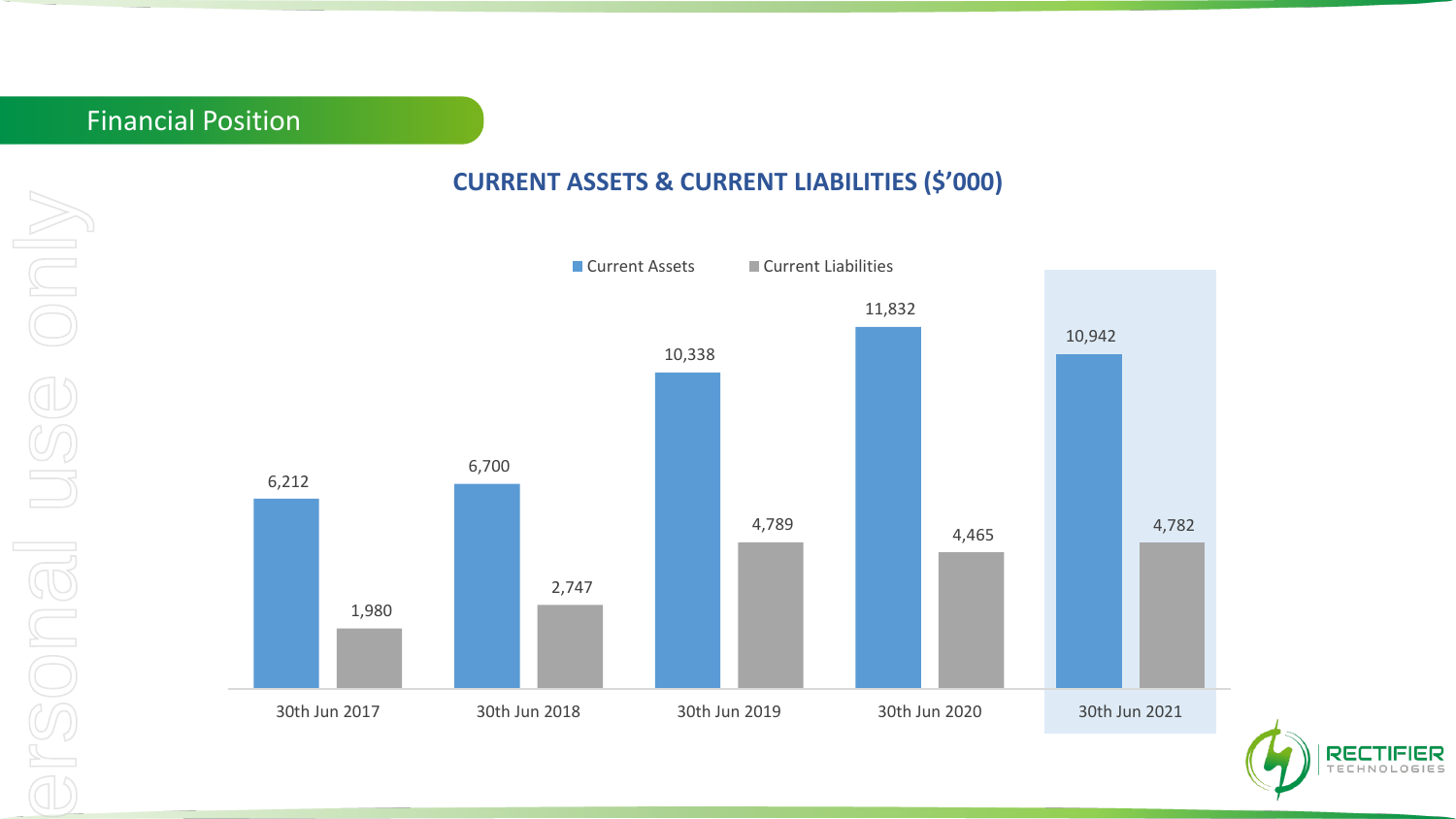## Financial Position

### CURRENT ASSETS & CURRENT LIABILITIES ($'000)

| | Current Assets | Current Liabilities |
|---|---|---|
| 30th Jun 2017 | 6,212 | 1,980 |
| 30th Jun 2018 | 6,700 | 2,747 |
| 30th Jun 2019 | 10,338 | 4,789 |
| 30th Jun 2020 | 11,832 | 4,465 |
| 30th Jun 2021 | 10,942 | 4,782 |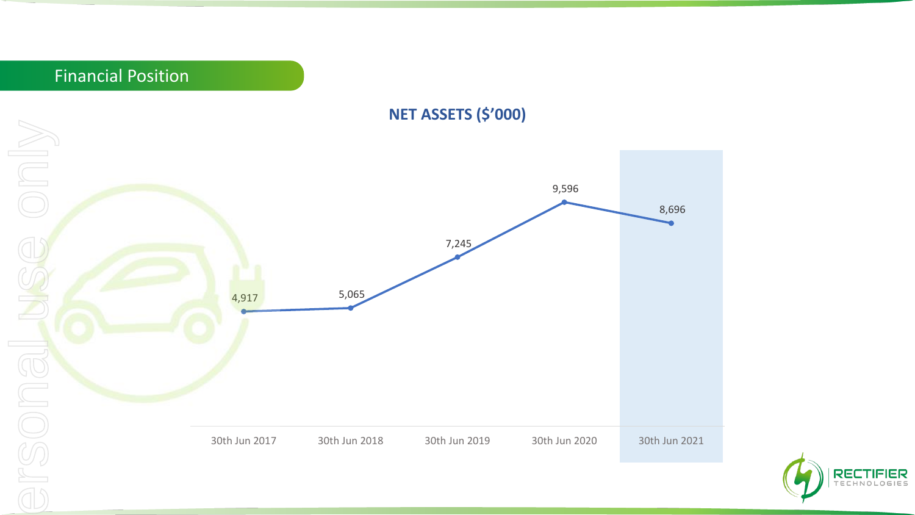## Financial Position

**NET ASSETS ($'000)**

| | 30th Jun 2017 | 30th Jun 2018 | 30th Jun 2019 | 30th Jun 2020 | 30th Jun 2021 |
|---|---|---|---|---|---|
| Net Assets ($'000) | 4,917 | 5,065 | 7,245 | 9,596 | 8,696 |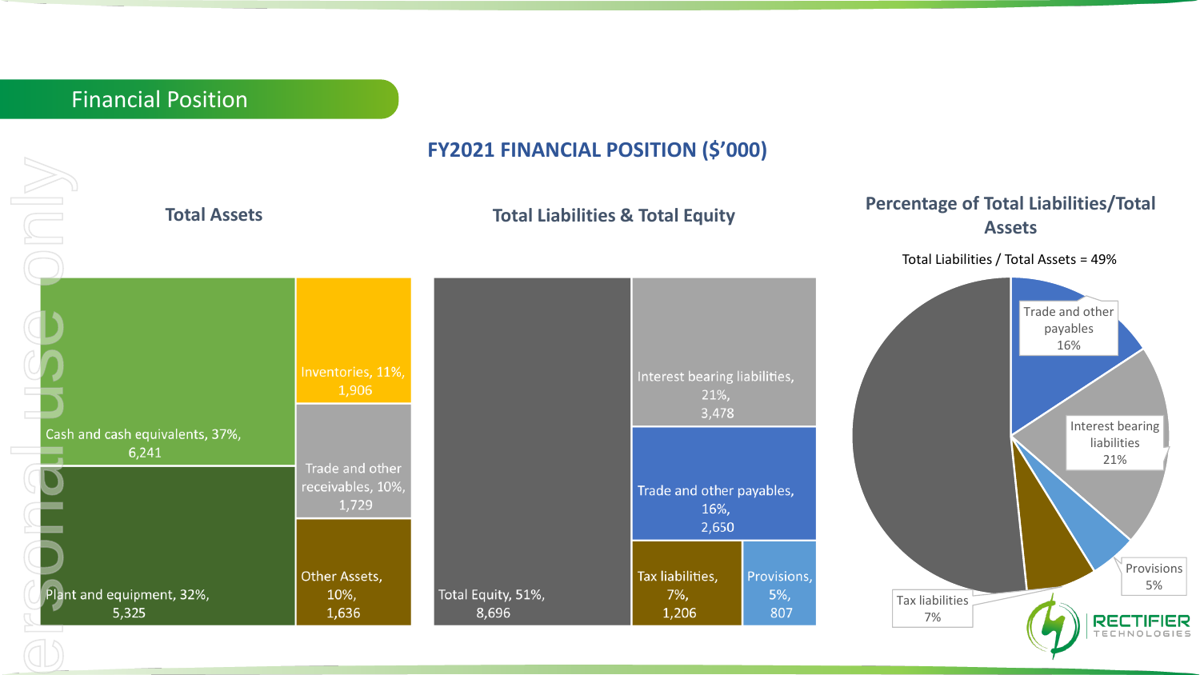## Financial Position

### FY2021 FINANCIAL POSITION ($'000)

#### Total Assets

| Item | % | $'000 |
|---|---|---|
| Cash and cash equivalents | 37% | 6,241 |
| Plant and equipment | 32% | 5,325 |
| Inventories | 11% | 1,906 |
| Trade and other receivables | 10% | 1,729 |
| Other Assets | 10% | 1,636 |

#### Total Liabilities & Total Equity

| Item | % | $'000 |
|---|---|---|
| Total Equity | 51% | 8,696 |
| Interest bearing liabilities | 21% | 3,478 |
| Trade and other payables | 16% | 2,650 |
| Tax liabilities | 7% | 1,206 |
| Provisions | 5% | 807 |

#### Percentage of Total Liabilities/Total Assets

Total Liabilities / Total Assets = 49%

| Item | % |
|---|---|
| Trade and other payables | 16% |
| Interest bearing liabilities | 21% |
| Provisions | 5% |
| Tax liabilities | 7% |

For personal use only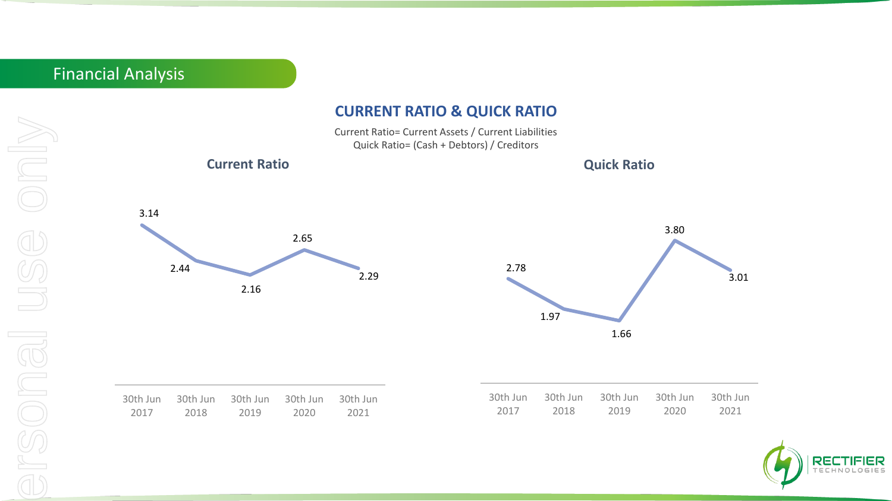## Financial Analysis

# CURRENT RATIO & QUICK RATIO

Current Ratio= Current Assets / Current Liabilities
Quick Ratio= (Cash + Debtors) / Creditors

### Current Ratio

| 30th Jun 2017 | 30th Jun 2018 | 30th Jun 2019 | 30th Jun 2020 | 30th Jun 2021 |
|---|---|---|---|---|
| 3.14 | 2.44 | 2.16 | 2.65 | 2.29 |

### Quick Ratio

| 30th Jun 2017 | 30th Jun 2018 | 30th Jun 2019 | 30th Jun 2020 | 30th Jun 2021 |
|---|---|---|---|---|
| 2.78 | 1.97 | 1.66 | 3.80 | 3.01 |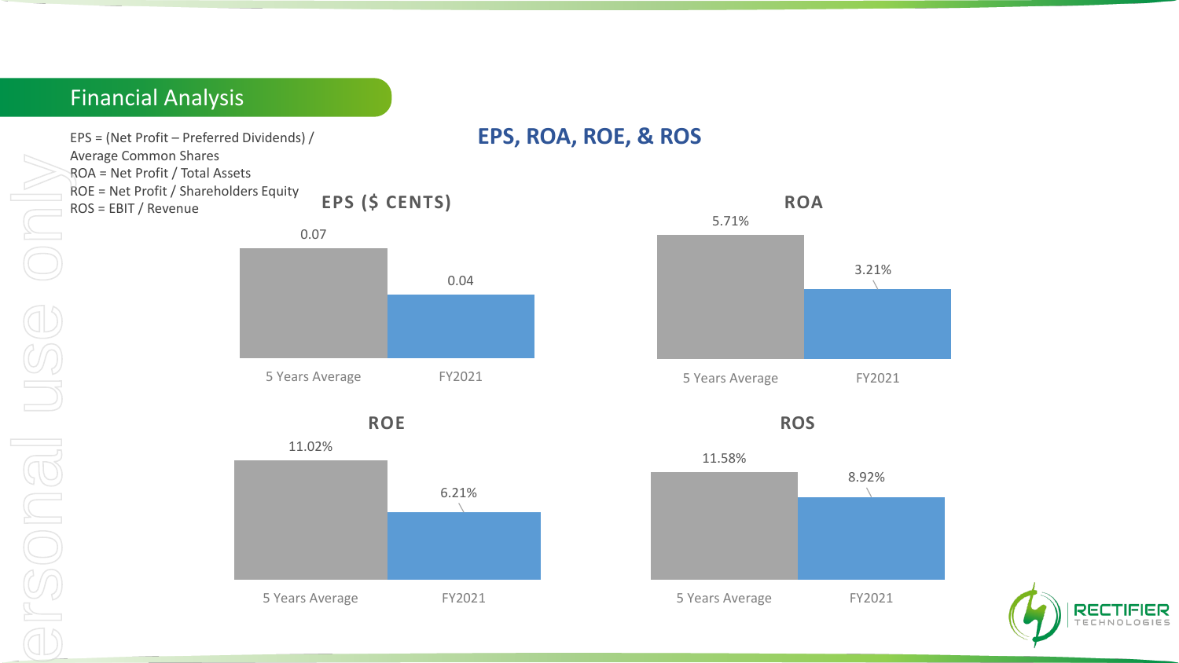# Financial Analysis

EPS = (Net Profit – Preferred Dividends) / Average Common Shares
ROA = Net Profit / Total Assets
ROE = Net Profit / Shareholders Equity
ROS = EBIT / Revenue

## EPS, ROA, ROE, & ROS

### EPS ($ CENTS)

| | 5 Years Average | FY2021 |
| --- | --- | --- |
| EPS ($ cents) | 0.07 | 0.04 |

### ROA

| | 5 Years Average | FY2021 |
| --- | --- | --- |
| ROA | 5.71% | 3.21% |

### ROE

| | 5 Years Average | FY2021 |
| --- | --- | --- |
| ROE | 11.02% | 6.21% |

### ROS

| | 5 Years Average | FY2021 |
| --- | --- | --- |
| ROS | 11.58% | 8.92% |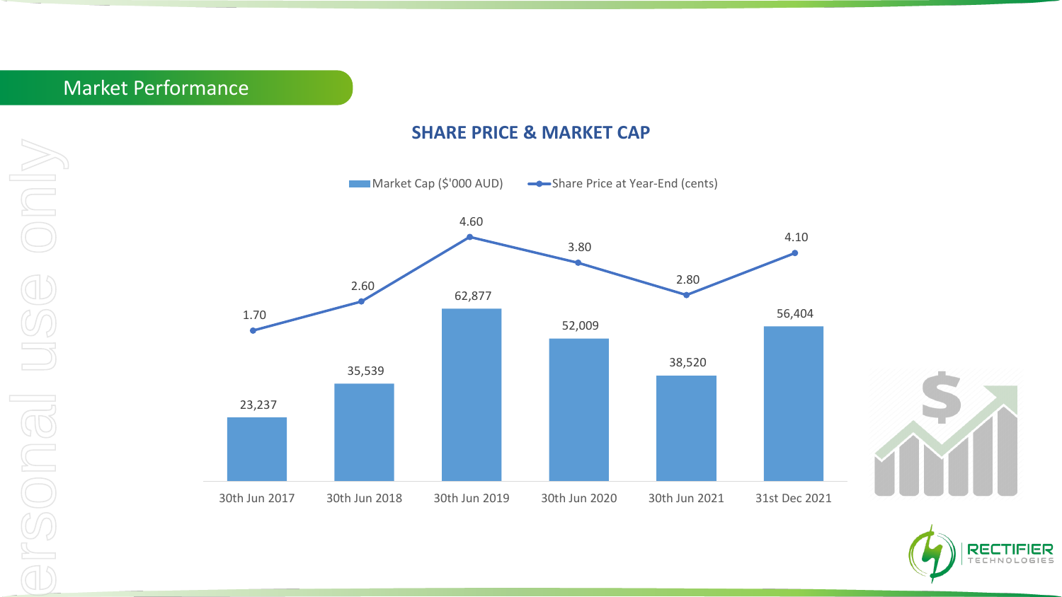## Market Performance

### SHARE PRICE & MARKET CAP

| | 30th Jun 2017 | 30th Jun 2018 | 30th Jun 2019 | 30th Jun 2020 | 30th Jun 2021 | 31st Dec 2021 |
|---|---|---|---|---|---|---|
| Market Cap ($'000 AUD) | 23,237 | 35,539 | 62,877 | 52,009 | 38,520 | 56,404 |
| Share Price at Year-End (cents) | 1.70 | 2.60 | 4.60 | 3.80 | 2.80 | 4.10 |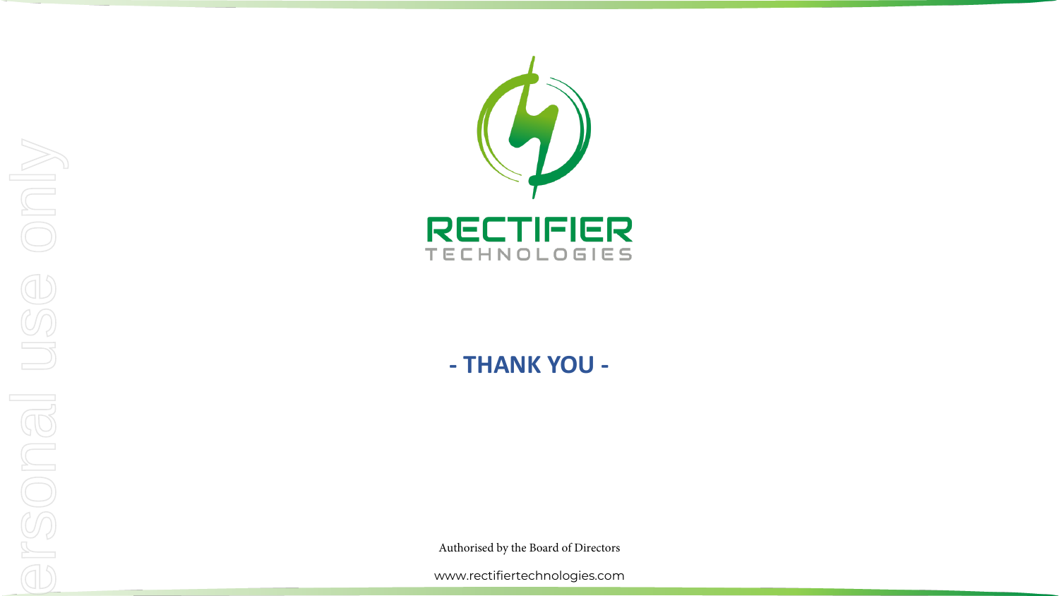RECTIFIER
TECHNOLOGIES

**- THANK YOU -**

Authorised by the Board of Directors

www.rectifiertechnologies.com